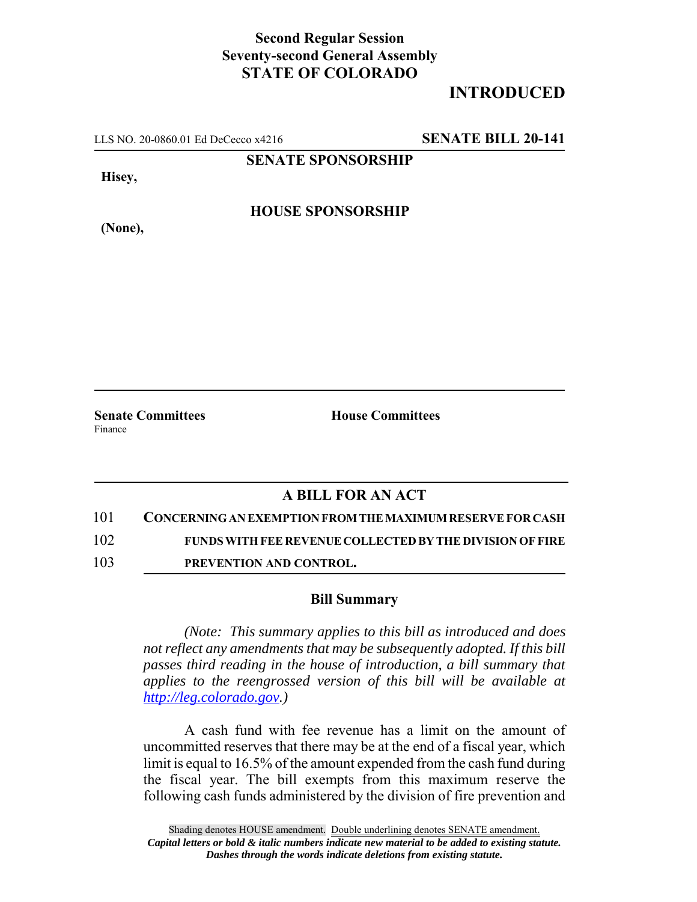**Second Regular Session**
**Seventy-second General Assembly**
**STATE OF COLORADO**

## INTRODUCED

LLS NO. 20-0860.01 Ed DeCecco x4216 **SENATE BILL 20-141**

**SENATE SPONSORSHIP**

**Hisey,**

**HOUSE SPONSORSHIP**

**(None),**

**Senate Committees**
Finance

**House Committees**

### A BILL FOR AN ACT

101 **CONCERNING AN EXEMPTION FROM THE MAXIMUM RESERVE FOR CASH**
102 **FUNDS WITH FEE REVENUE COLLECTED BY THE DIVISION OF FIRE**
103 **PREVENTION AND CONTROL.**

### Bill Summary

*(Note: This summary applies to this bill as introduced and does not reflect any amendments that may be subsequently adopted. If this bill passes third reading in the house of introduction, a bill summary that applies to the reengrossed version of this bill will be available at http://leg.colorado.gov.)*

A cash fund with fee revenue has a limit on the amount of uncommitted reserves that there may be at the end of a fiscal year, which limit is equal to 16.5% of the amount expended from the cash fund during the fiscal year. The bill exempts from this maximum reserve the following cash funds administered by the division of fire prevention and

Shading denotes HOUSE amendment. Double underlining denotes SENATE amendment.
*Capital letters or bold & italic numbers indicate new material to be added to existing statute.*
*Dashes through the words indicate deletions from existing statute.*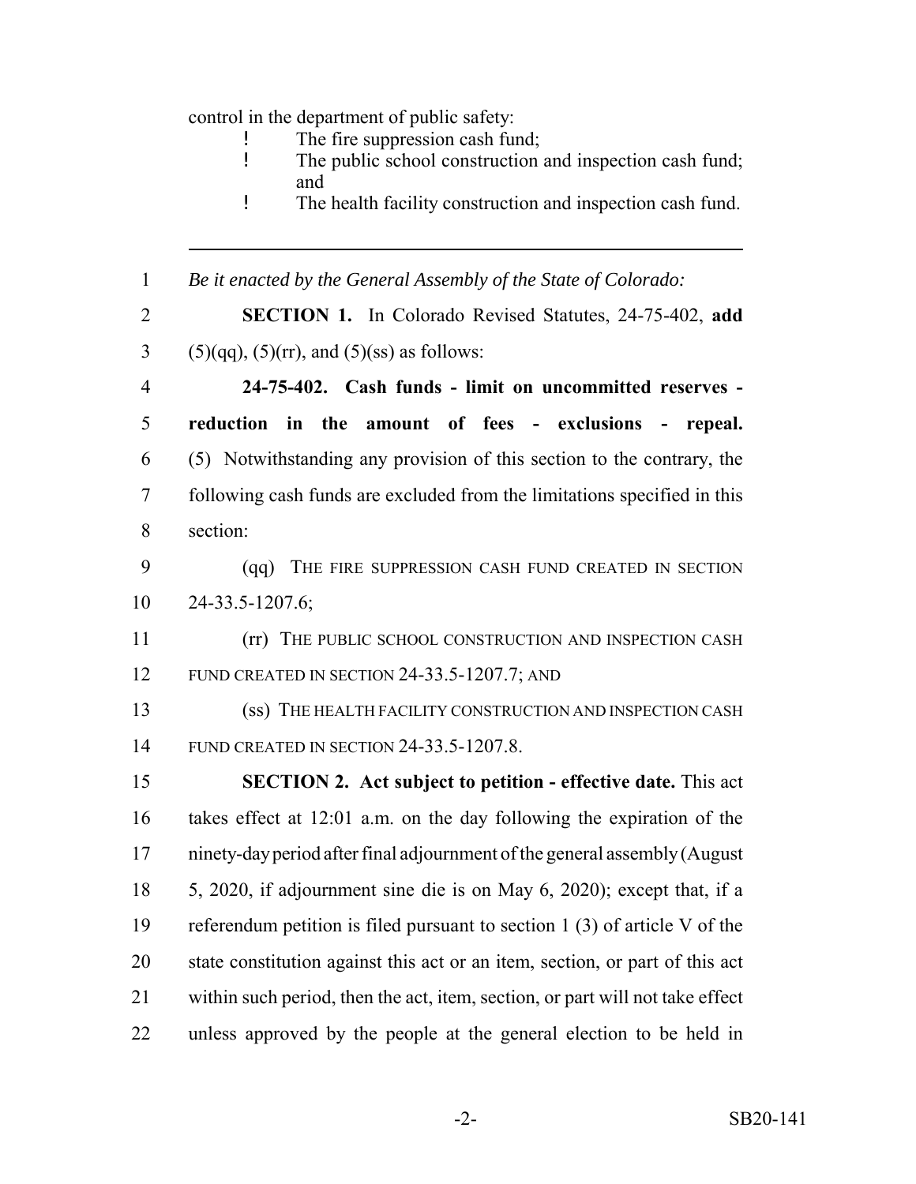control in the department of public safety:

- The fire suppression cash fund;
- The public school construction and inspection cash fund; and
- The health facility construction and inspection cash fund.

---

*Be it enacted by the General Assembly of the State of Colorado:*

**SECTION 1.** In Colorado Revised Statutes, 24-75-402, **add** (5)(qq), (5)(rr), and (5)(ss) as follows:

**24-75-402. Cash funds - limit on uncommitted reserves - reduction in the amount of fees - exclusions - repeal.** (5) Notwithstanding any provision of this section to the contrary, the following cash funds are excluded from the limitations specified in this section:

(qq) THE FIRE SUPPRESSION CASH FUND CREATED IN SECTION 24-33.5-1207.6;

(rr) THE PUBLIC SCHOOL CONSTRUCTION AND INSPECTION CASH FUND CREATED IN SECTION 24-33.5-1207.7; AND

(ss) THE HEALTH FACILITY CONSTRUCTION AND INSPECTION CASH FUND CREATED IN SECTION 24-33.5-1207.8.

**SECTION 2. Act subject to petition - effective date.** This act takes effect at 12:01 a.m. on the day following the expiration of the ninety-day period after final adjournment of the general assembly (August 5, 2020, if adjournment sine die is on May 6, 2020); except that, if a referendum petition is filed pursuant to section 1 (3) of article V of the state constitution against this act or an item, section, or part of this act within such period, then the act, item, section, or part will not take effect unless approved by the people at the general election to be held in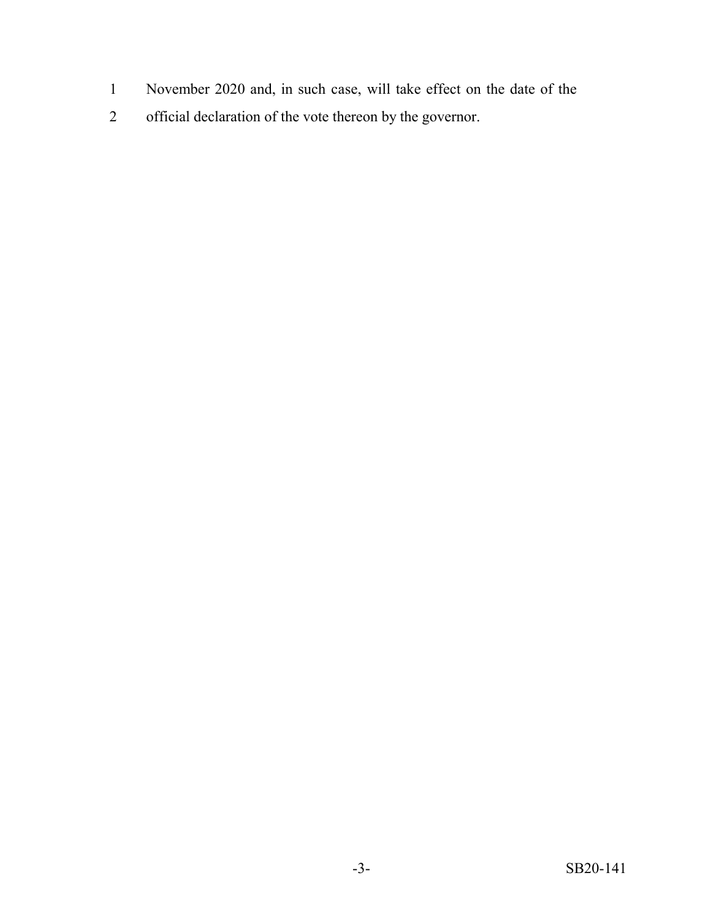November 2020 and, in such case, will take effect on the date of the official declaration of the vote thereon by the governor.